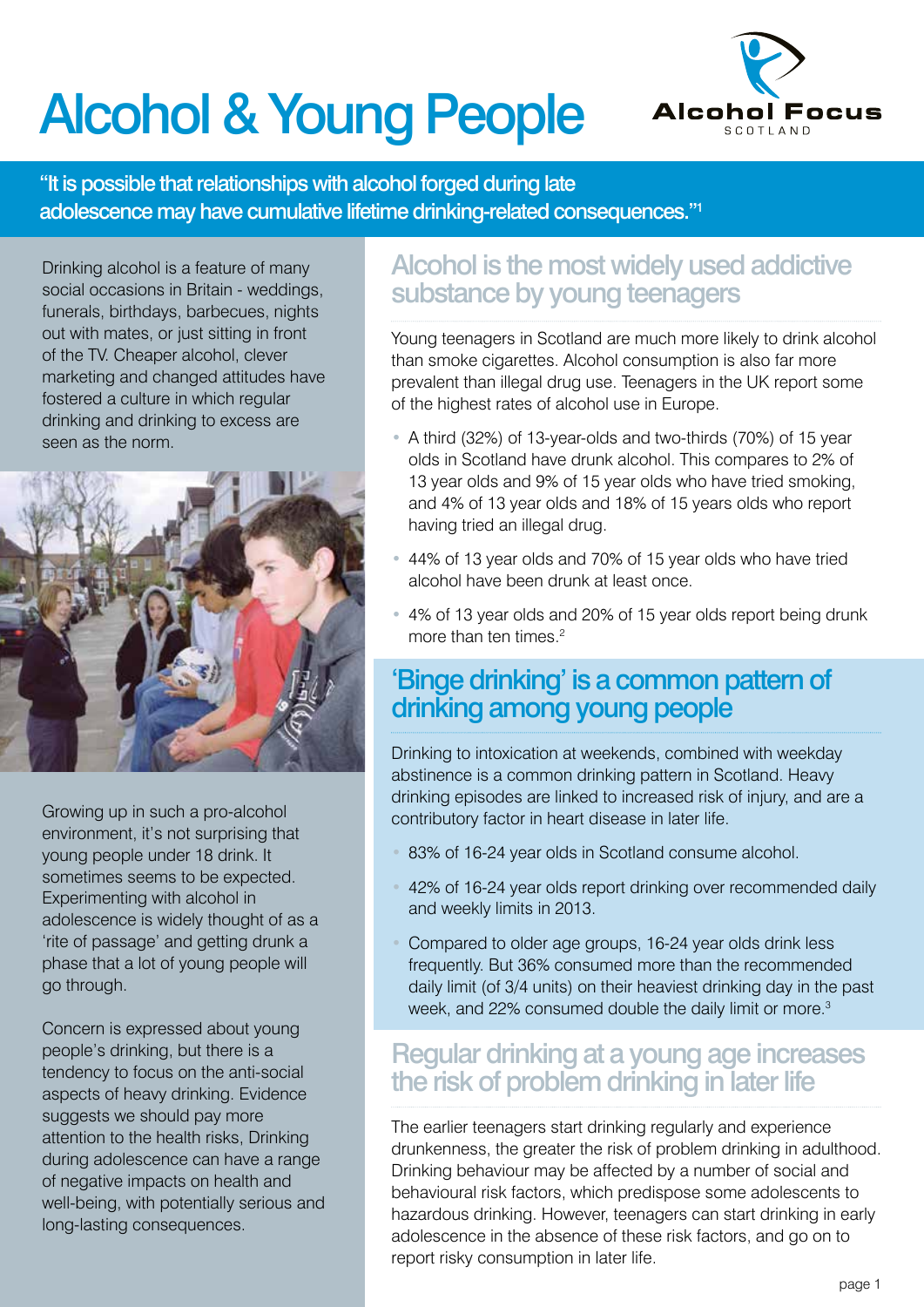# Alcohol & Young People

Alcohol Focus SCOTLAND

**"It is possible that relationships with alcohol forged during late adolescence may have cumulative lifetime drinking-related consequences."[1]**

Drinking alcohol is a feature of many social occasions in Britain - weddings, funerals, birthdays, barbecues, nights out with mates, or just sitting in front of the TV. Cheaper alcohol, clever marketing and changed attitudes have fostered a culture in which regular drinking and drinking to excess are seen as the norm.

Growing up in such a pro-alcohol environment, it's not surprising that young people under 18 drink. It sometimes seems to be expected. Experimenting with alcohol in adolescence is widely thought of as a 'rite of passage' and getting drunk a phase that a lot of young people will go through.

Concern is expressed about young people's drinking, but there is a tendency to focus on the anti-social aspects of heavy drinking. Evidence suggests we should pay more attention to the health risks, Drinking during adolescence can have a range of negative impacts on health and well-being, with potentially serious and long-lasting consequences.

## Alcohol is the most widely used addictive substance by young teenagers

Young teenagers in Scotland are much more likely to drink alcohol than smoke cigarettes. Alcohol consumption is also far more prevalent than illegal drug use. Teenagers in the UK report some of the highest rates of alcohol use in Europe.

- A third (32%) of 13-year-olds and two-thirds (70%) of 15 year olds in Scotland have drunk alcohol. This compares to 2% of 13 year olds and 9% of 15 year olds who have tried smoking, and 4% of 13 year olds and 18% of 15 years olds who report having tried an illegal drug.
- 44% of 13 year olds and 70% of 15 year olds who have tried alcohol have been drunk at least once.
- 4% of 13 year olds and 20% of 15 year olds report being drunk more than ten times.[2]

## 'Binge drinking' is a common pattern of drinking among young people

Drinking to intoxication at weekends, combined with weekday abstinence is a common drinking pattern in Scotland. Heavy drinking episodes are linked to increased risk of injury, and are a contributory factor in heart disease in later life.

- 83% of 16-24 year olds in Scotland consume alcohol.
- 42% of 16-24 year olds report drinking over recommended daily and weekly limits in 2013.
- Compared to older age groups, 16-24 year olds drink less frequently. But 36% consumed more than the recommended daily limit (of 3/4 units) on their heaviest drinking day in the past week, and 22% consumed double the daily limit or more.[3]

## Regular drinking at a young age increases the risk of problem drinking in later life

The earlier teenagers start drinking regularly and experience drunkenness, the greater the risk of problem drinking in adulthood. Drinking behaviour may be affected by a number of social and behavioural risk factors, which predispose some adolescents to hazardous drinking. However, teenagers can start drinking in early adolescence in the absence of these risk factors, and go on to report risky consumption in later life.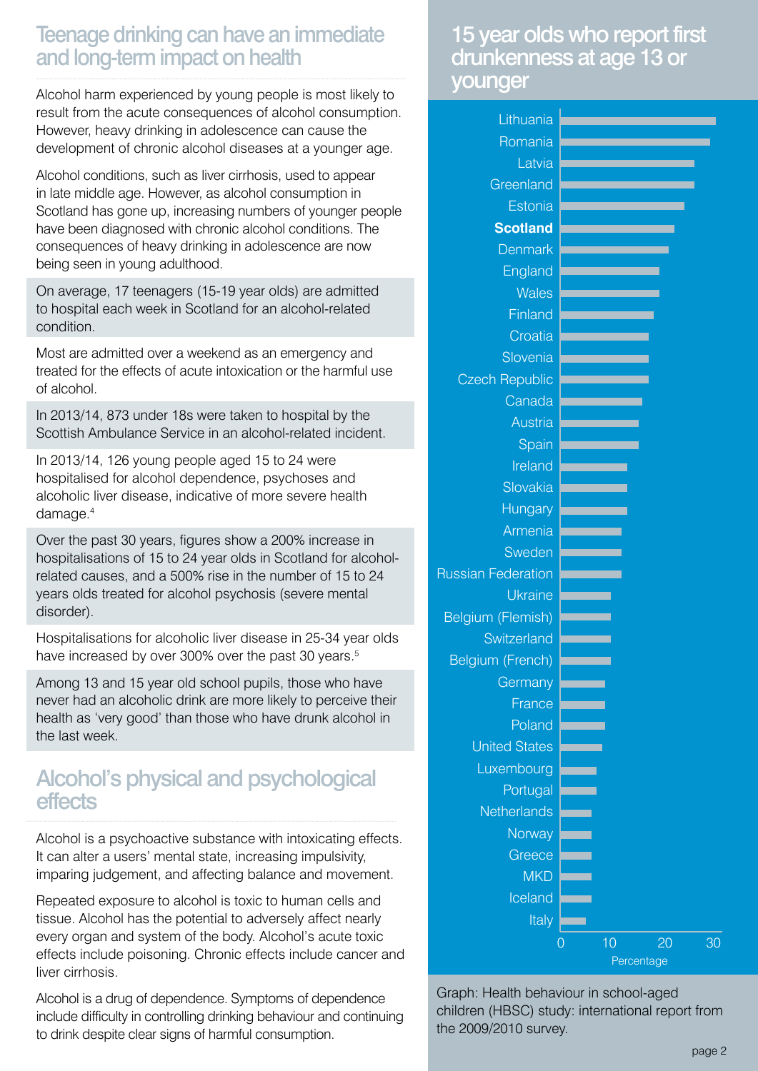## Teenage drinking can have an immediate and long-term impact on health

Alcohol harm experienced by young people is most likely to result from the acute consequences of alcohol consumption. However, heavy drinking in adolescence can cause the development of chronic alcohol diseases at a younger age.

Alcohol conditions, such as liver cirrhosis, used to appear in late middle age. However, as alcohol consumption in Scotland has gone up, increasing numbers of younger people have been diagnosed with chronic alcohol conditions. The consequences of heavy drinking in adolescence are now being seen in young adulthood.

On average, 17 teenagers (15-19 year olds) are admitted to hospital each week in Scotland for an alcohol-related condition.

Most are admitted over a weekend as an emergency and treated for the effects of acute intoxication or the harmful use of alcohol.

In 2013/14, 873 under 18s were taken to hospital by the Scottish Ambulance Service in an alcohol-related incident.

In 2013/14, 126 young people aged 15 to 24 were hospitalised for alcohol dependence, psychoses and alcoholic liver disease, indicative of more severe health damage.[4]

Over the past 30 years, figures show a 200% increase in hospitalisations of 15 to 24 year olds in Scotland for alcohol-related causes, and a 500% rise in the number of 15 to 24 years olds treated for alcohol psychosis (severe mental disorder).

Hospitalisations for alcoholic liver disease in 25-34 year olds have increased by over 300% over the past 30 years.[5]

Among 13 and 15 year old school pupils, those who have never had an alcoholic drink are more likely to perceive their health as 'very good' than those who have drunk alcohol in the last week.

## Alcohol's physical and psychological effects

Alcohol is a psychoactive substance with intoxicating effects. It can alter a users' mental state, increasing impulsivity, imparing judgement, and affecting balance and movement.

Repeated exposure to alcohol is toxic to human cells and tissue. Alcohol has the potential to adversely affect nearly every organ and system of the body. Alcohol's acute toxic effects include poisoning. Chronic effects include cancer and liver cirrhosis.

Alcohol is a drug of dependence. Symptoms of dependence include difficulty in controlling drinking behaviour and continuing to drink despite clear signs of harmful consumption.

## 15 year olds who report first drunkenness at age 13 or younger

Countries shown (highest to lowest percentage): Lithuania, Romania, Latvia, Greenland, Estonia, **Scotland**, Denmark, England, Wales, Finland, Croatia, Slovenia, Czech Republic, Canada, Austria, Spain, Ireland, Slovakia, Hungary, Armenia, Sweden, Russian Federation, Ukraine, Belgium (Flemish), Switzerland, Belgium (French), Germany, France, Poland, United States, Luxembourg, Portugal, Netherlands, Norway, Greece, MKD, Iceland, Italy

Percentage axis: 0, 10, 20, 30

Graph: Health behaviour in school-aged children (HBSC) study: international report from the 2009/2010 survey.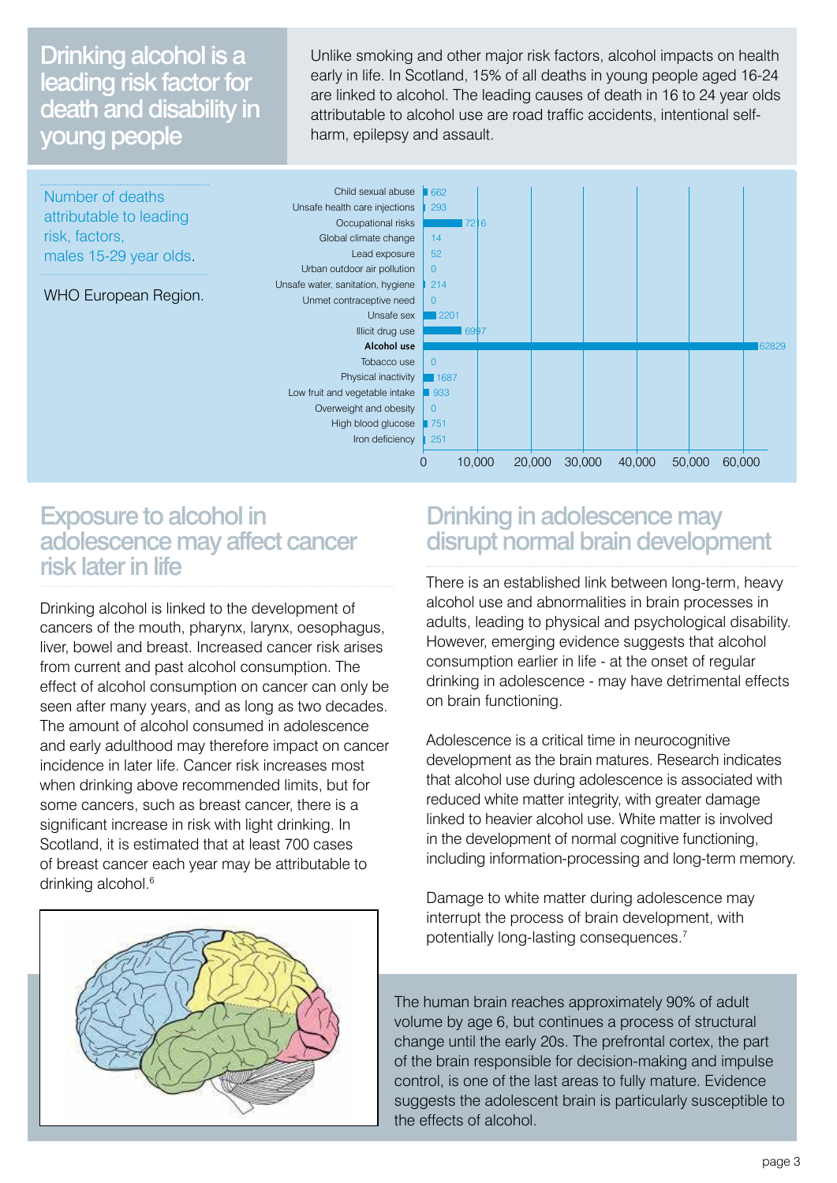## Drinking alcohol is a leading risk factor for death and disability in young people

Unlike smoking and other major risk factors, alcohol impacts on health early in life. In Scotland, 15% of all deaths in young people aged 16-24 are linked to alcohol. The leading causes of death in 16 to 24 year olds attributable to alcohol use are road traffic accidents, intentional self-harm, epilepsy and assault.

Number of deaths attributable to leading risk, factors, males 15-29 year olds.

WHO European Region.

| Risk factor | Number of deaths |
|---|---|
| Child sexual abuse | 662 |
| Unsafe health care injections | 293 |
| Occupational risks | 7216 |
| Global climate change | 14 |
| Lead exposure | 52 |
| Urban outdoor air pollution | 0 |
| Unsafe water, sanitation, hygiene | 214 |
| Unmet contraceptive need | 0 |
| Unsafe sex | 2201 |
| Illicit drug use | 6997 |
| **Alcohol use** | 62829 |
| Tobacco use | 0 |
| Physical inactivity | 1687 |
| Low fruit and vegetable intake | 933 |
| Overweight and obesity | 0 |
| High blood glucose | 751 |
| Iron deficiency | 251 |

## Exposure to alcohol in adolescence may affect cancer risk later in life

Drinking alcohol is linked to the development of cancers of the mouth, pharynx, larynx, oesophagus, liver, bowel and breast. Increased cancer risk arises from current and past alcohol consumption. The effect of alcohol consumption on cancer can only be seen after many years, and as long as two decades. The amount of alcohol consumed in adolescence and early adulthood may therefore impact on cancer incidence in later life. Cancer risk increases most when drinking above recommended limits, but for some cancers, such as breast cancer, there is a significant increase in risk with light drinking. In Scotland, it is estimated that at least 700 cases of breast cancer each year may be attributable to drinking alcohol.[6]

## Drinking in adolescence may disrupt normal brain development

There is an established link between long-term, heavy alcohol use and abnormalities in brain processes in adults, leading to physical and psychological disability. However, emerging evidence suggests that alcohol consumption earlier in life - at the onset of regular drinking in adolescence - may have detrimental effects on brain functioning.

Adolescence is a critical time in neurocognitive development as the brain matures. Research indicates that alcohol use during adolescence is associated with reduced white matter integrity, with greater damage linked to heavier alcohol use. White matter is involved in the development of normal cognitive functioning, including information-processing and long-term memory.

Damage to white matter during adolescence may interrupt the process of brain development, with potentially long-lasting consequences.[7]

The human brain reaches approximately 90% of adult volume by age 6, but continues a process of structural change until the early 20s. The prefrontal cortex, the part of the brain responsible for decision-making and impulse control, is one of the last areas to fully mature. Evidence suggests the adolescent brain is particularly susceptible to the effects of alcohol.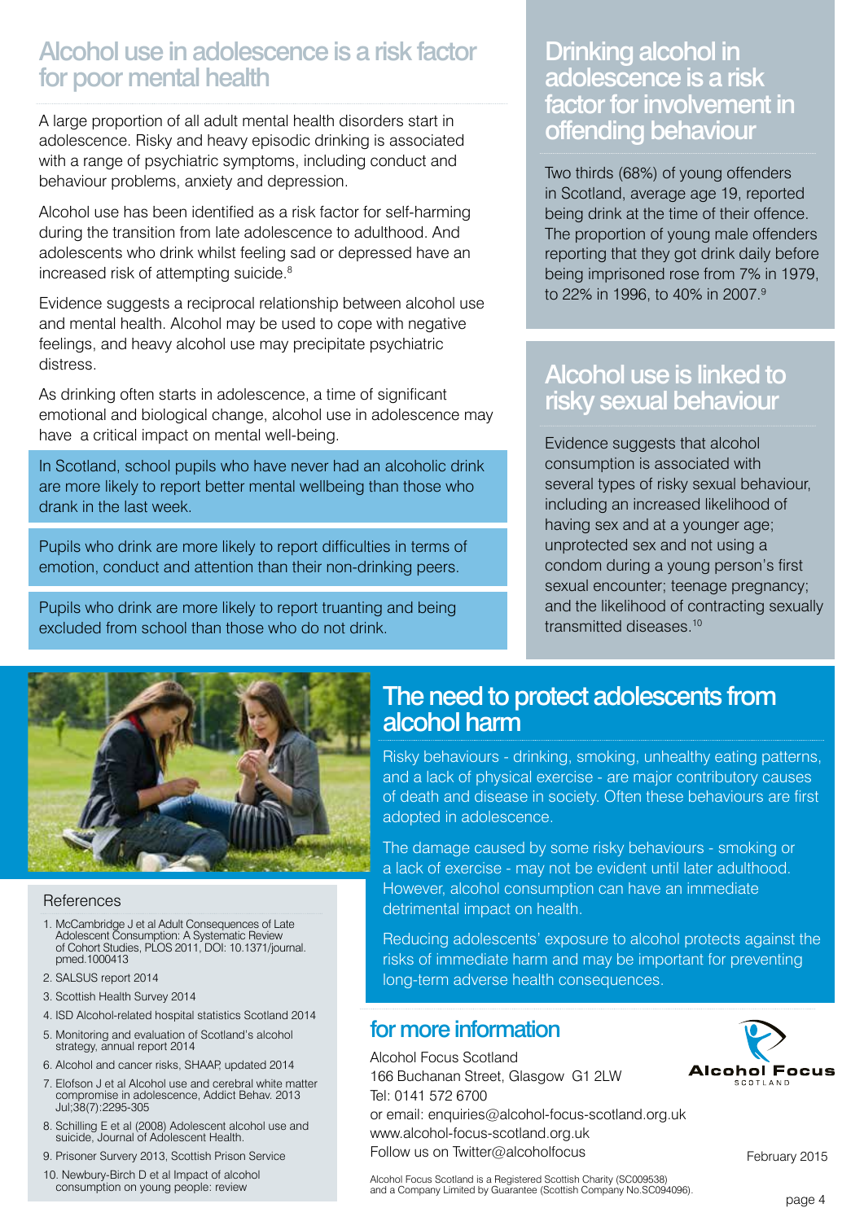## Alcohol use in adolescence is a risk factor for poor mental health

A large proportion of all adult mental health disorders start in adolescence. Risky and heavy episodic drinking is associated with a range of psychiatric symptoms, including conduct and behaviour problems, anxiety and depression.

Alcohol use has been identified as a risk factor for self-harming during the transition from late adolescence to adulthood. And adolescents who drink whilst feeling sad or depressed have an increased risk of attempting suicide.[8]

Evidence suggests a reciprocal relationship between alcohol use and mental health. Alcohol may be used to cope with negative feelings, and heavy alcohol use may precipitate psychiatric distress.

As drinking often starts in adolescence, a time of significant emotional and biological change, alcohol use in adolescence may have a critical impact on mental well-being.

In Scotland, school pupils who have never had an alcoholic drink are more likely to report better mental wellbeing than those who drank in the last week.

Pupils who drink are more likely to report difficulties in terms of emotion, conduct and attention than their non-drinking peers.

Pupils who drink are more likely to report truanting and being excluded from school than those who do not drink.

## Drinking alcohol in adolescence is a risk factor for involvement in offending behaviour

Two thirds (68%) of young offenders in Scotland, average age 19, reported being drink at the time of their offence. The proportion of young male offenders reporting that they got drink daily before being imprisoned rose from 7% in 1979, to 22% in 1996, to 40% in 2007.[9]

## Alcohol use is linked to risky sexual behaviour

Evidence suggests that alcohol consumption is associated with several types of risky sexual behaviour, including an increased likelihood of having sex and at a younger age; unprotected sex and not using a condom during a young person's first sexual encounter; teenage pregnancy; and the likelihood of contracting sexually transmitted diseases.[10]

## The need to protect adolescents from alcohol harm

Risky behaviours - drinking, smoking, unhealthy eating patterns, and a lack of physical exercise - are major contributory causes of death and disease in society. Often these behaviours are first adopted in adolescence.

The damage caused by some risky behaviours - smoking or a lack of exercise - may not be evident until later adulthood. However, alcohol consumption can have an immediate detrimental impact on health.

Reducing adolescents' exposure to alcohol protects against the risks of immediate harm and may be important for preventing long-term adverse health consequences.

### References

1. McCambridge J et al Adult Consequences of Late Adolescent Consumption: A Systematic Review of Cohort Studies, PLOS 2011, DOI: 10.1371/journal.pmed.1000413
2. SALSUS report 2014
3. Scottish Health Survey 2014
4. ISD Alcohol-related hospital statistics Scotland 2014
5. Monitoring and evaluation of Scotland's alcohol strategy, annual report 2014
6. Alcohol and cancer risks, SHAAP, updated 2014
7. Elofson J et al Alcohol use and cerebral white matter compromise in adolescence, Addict Behav. 2013 Jul;38(7):2295-305
8. Schilling E et al (2008) Adolescent alcohol use and suicide, Journal of Adolescent Health.
9. Prisoner Survery 2013, Scottish Prison Service
10. Newbury-Birch D et al Impact of alcohol consumption on young people: review

## for more information

Alcohol Focus Scotland
166 Buchanan Street, Glasgow G1 2LW
Tel: 0141 572 6700
or email: enquiries@alcohol-focus-scotland.org.uk
www.alcohol-focus-scotland.org.uk
Follow us on Twitter@alcoholfocus

Alcohol Focus Scotland

February 2015

Alcohol Focus Scotland is a Registered Scottish Charity (SC009538) and a Company Limited by Guarantee (Scottish Company No.SC094096).